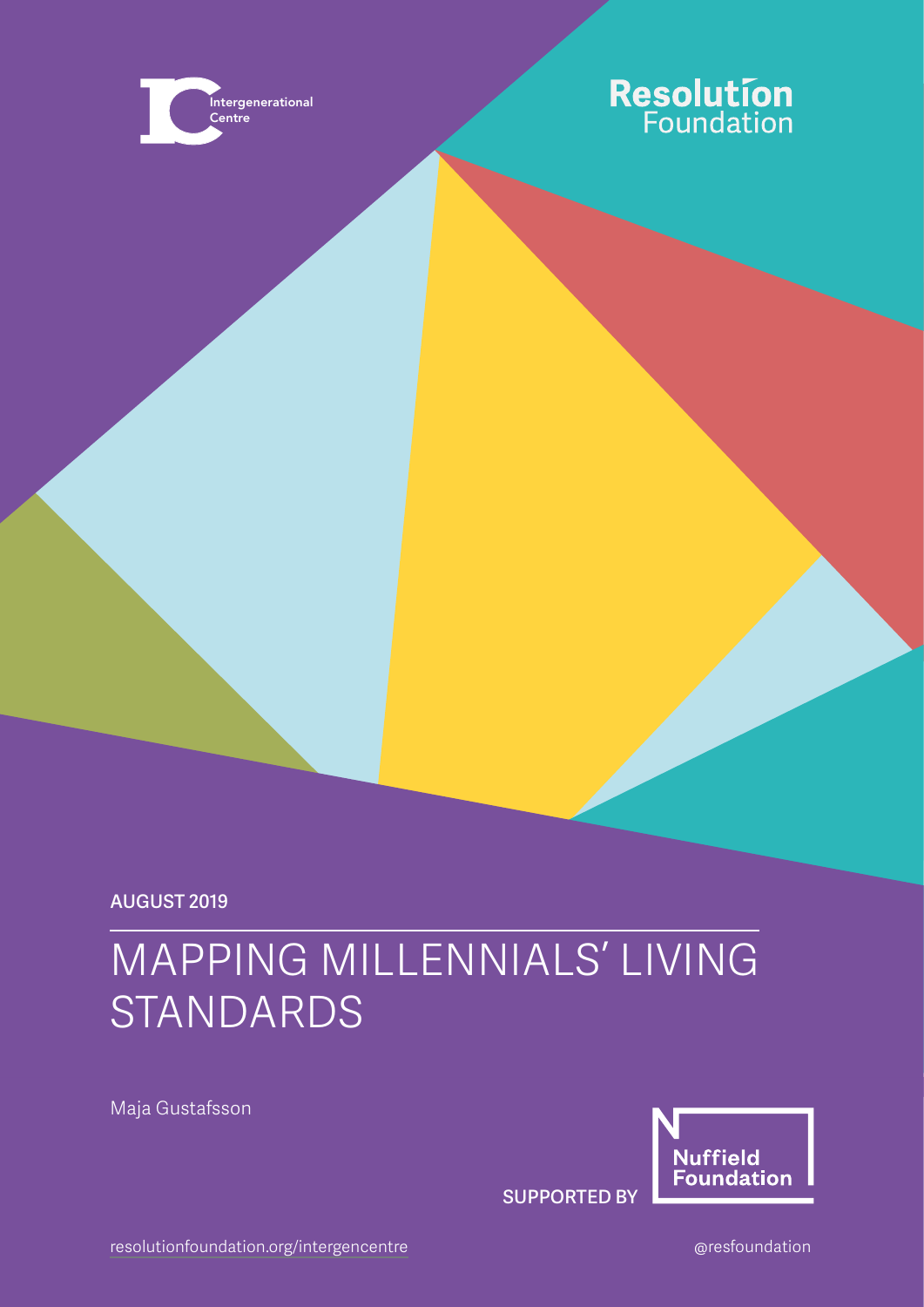Intergenerational Centre

Resolution Foundation

AUGUST 2019

# MAPPING MILLENNIALS' LIVING STANDARDS

Maja Gustafsson

SUPPORTED BY Nuffield Foundation

resolutionfoundation.org/intergencentre

@resfoundation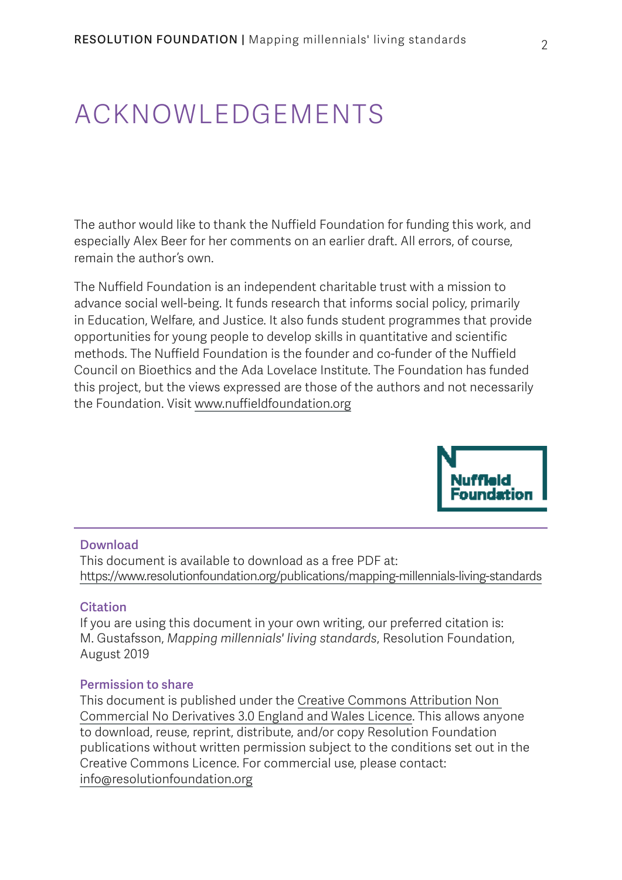# ACKNOWLEDGEMENTS

The author would like to thank the Nuffield Foundation for funding this work, and especially Alex Beer for her comments on an earlier draft. All errors, of course, remain the author's own.

The Nuffield Foundation is an independent charitable trust with a mission to advance social well-being. It funds research that informs social policy, primarily in Education, Welfare, and Justice. It also funds student programmes that provide opportunities for young people to develop skills in quantitative and scientific methods. The Nuffield Foundation is the founder and co-funder of the Nuffield Council on Bioethics and the Ada Lovelace Institute. The Foundation has funded this project, but the views expressed are those of the authors and not necessarily the Foundation. Visit www.nuffieldfoundation.org

Nuffield Foundation

### Download

This document is available to download as a free PDF at:
https://www.resolutionfoundation.org/publications/mapping-millennials-living-standards

### Citation

If you are using this document in your own writing, our preferred citation is:
M. Gustafsson, *Mapping millennials' living standards*, Resolution Foundation, August 2019

### Permission to share

This document is published under the Creative Commons Attribution Non Commercial No Derivatives 3.0 England and Wales Licence. This allows anyone to download, reuse, reprint, distribute, and/or copy Resolution Foundation publications without written permission subject to the conditions set out in the Creative Commons Licence. For commercial use, please contact: info@resolutionfoundation.org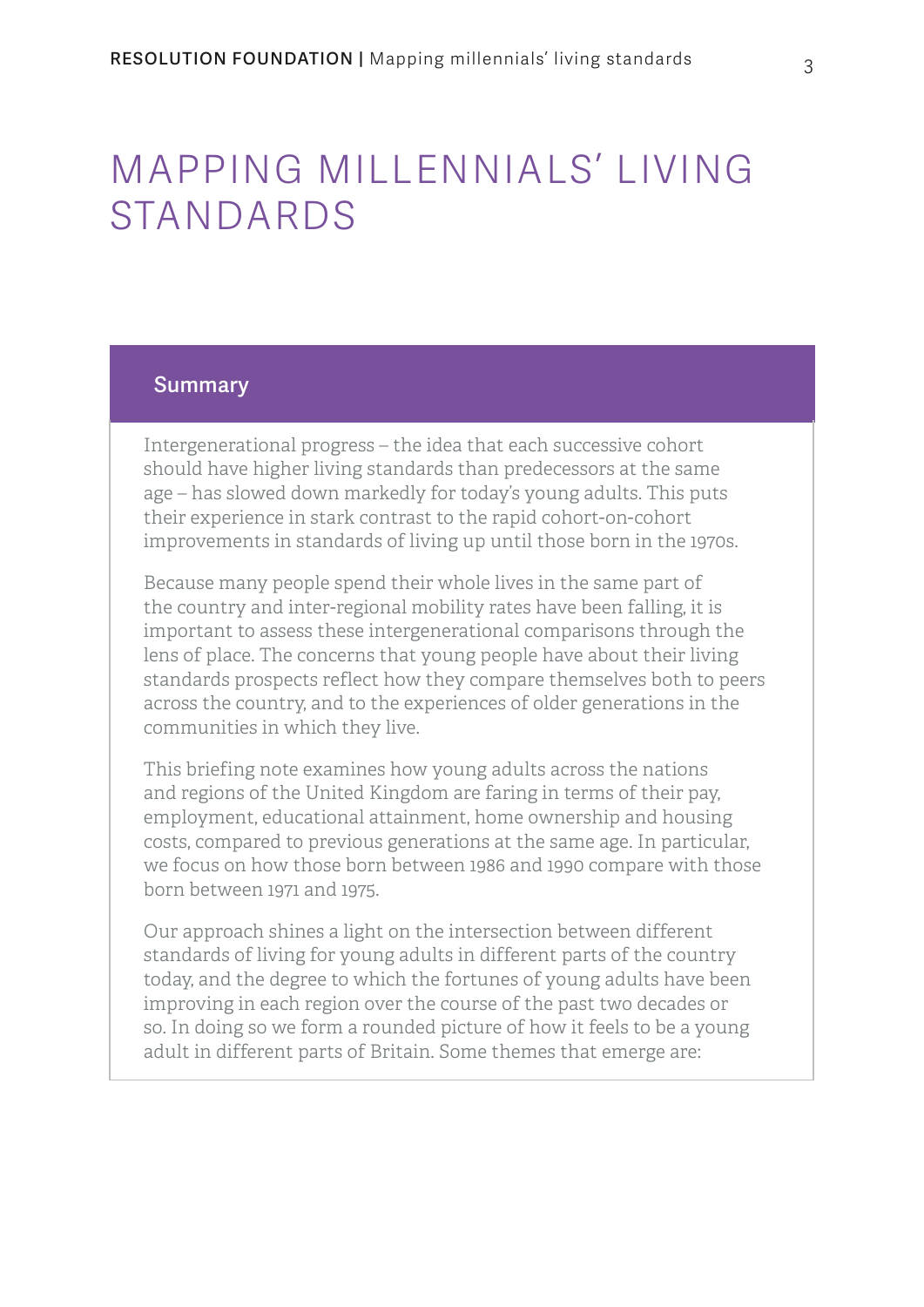# MAPPING MILLENNIALS' LIVING STANDARDS

## Summary

Intergenerational progress – the idea that each successive cohort should have higher living standards than predecessors at the same age – has slowed down markedly for today's young adults. This puts their experience in stark contrast to the rapid cohort-on-cohort improvements in standards of living up until those born in the 1970s.

Because many people spend their whole lives in the same part of the country and inter-regional mobility rates have been falling, it is important to assess these intergenerational comparisons through the lens of place. The concerns that young people have about their living standards prospects reflect how they compare themselves both to peers across the country, and to the experiences of older generations in the communities in which they live.

This briefing note examines how young adults across the nations and regions of the United Kingdom are faring in terms of their pay, employment, educational attainment, home ownership and housing costs, compared to previous generations at the same age. In particular, we focus on how those born between 1986 and 1990 compare with those born between 1971 and 1975.

Our approach shines a light on the intersection between different standards of living for young adults in different parts of the country today, and the degree to which the fortunes of young adults have been improving in each region over the course of the past two decades or so. In doing so we form a rounded picture of how it feels to be a young adult in different parts of Britain. Some themes that emerge are: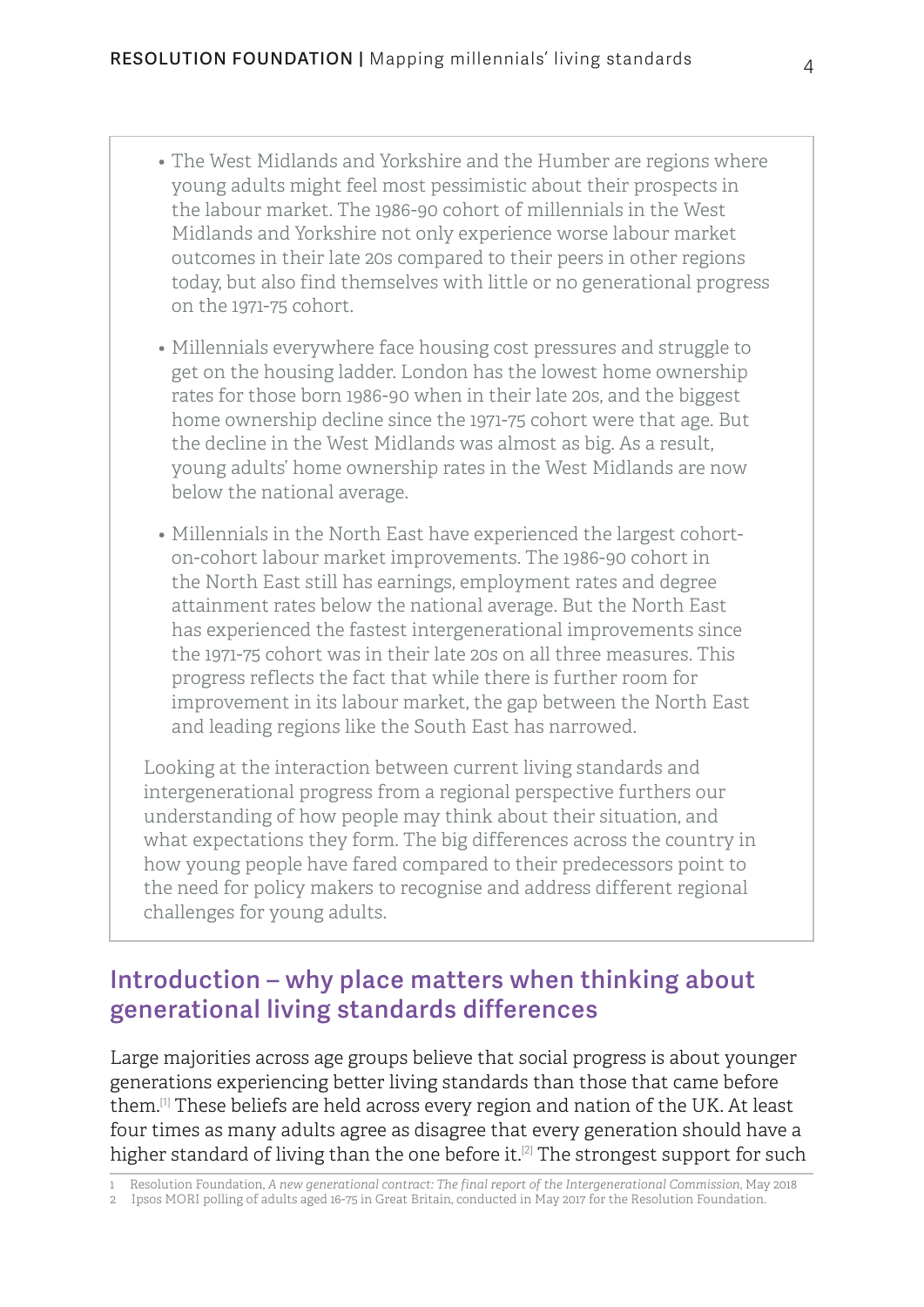- The West Midlands and Yorkshire and the Humber are regions where young adults might feel most pessimistic about their prospects in the labour market. The 1986-90 cohort of millennials in the West Midlands and Yorkshire not only experience worse labour market outcomes in their late 20s compared to their peers in other regions today, but also find themselves with little or no generational progress on the 1971-75 cohort.
- Millennials everywhere face housing cost pressures and struggle to get on the housing ladder. London has the lowest home ownership rates for those born 1986-90 when in their late 20s, and the biggest home ownership decline since the 1971-75 cohort were that age. But the decline in the West Midlands was almost as big. As a result, young adults' home ownership rates in the West Midlands are now below the national average.
- Millennials in the North East have experienced the largest cohort-on-cohort labour market improvements. The 1986-90 cohort in the North East still has earnings, employment rates and degree attainment rates below the national average. But the North East has experienced the fastest intergenerational improvements since the 1971-75 cohort was in their late 20s on all three measures. This progress reflects the fact that while there is further room for improvement in its labour market, the gap between the North East and leading regions like the South East has narrowed.

Looking at the interaction between current living standards and intergenerational progress from a regional perspective furthers our understanding of how people may think about their situation, and what expectations they form. The big differences across the country in how young people have fared compared to their predecessors point to the need for policy makers to recognise and address different regional challenges for young adults.

## Introduction – why place matters when thinking about generational living standards differences

Large majorities across age groups believe that social progress is about younger generations experiencing better living standards than those that came before them.[1] These beliefs are held across every region and nation of the UK. At least four times as many adults agree as disagree that every generation should have a higher standard of living than the one before it.[2] The strongest support for such

1 Resolution Foundation, *A new generational contract: The final report of the Intergenerational Commission*, May 2018

2 Ipsos MORI polling of adults aged 16-75 in Great Britain, conducted in May 2017 for the Resolution Foundation.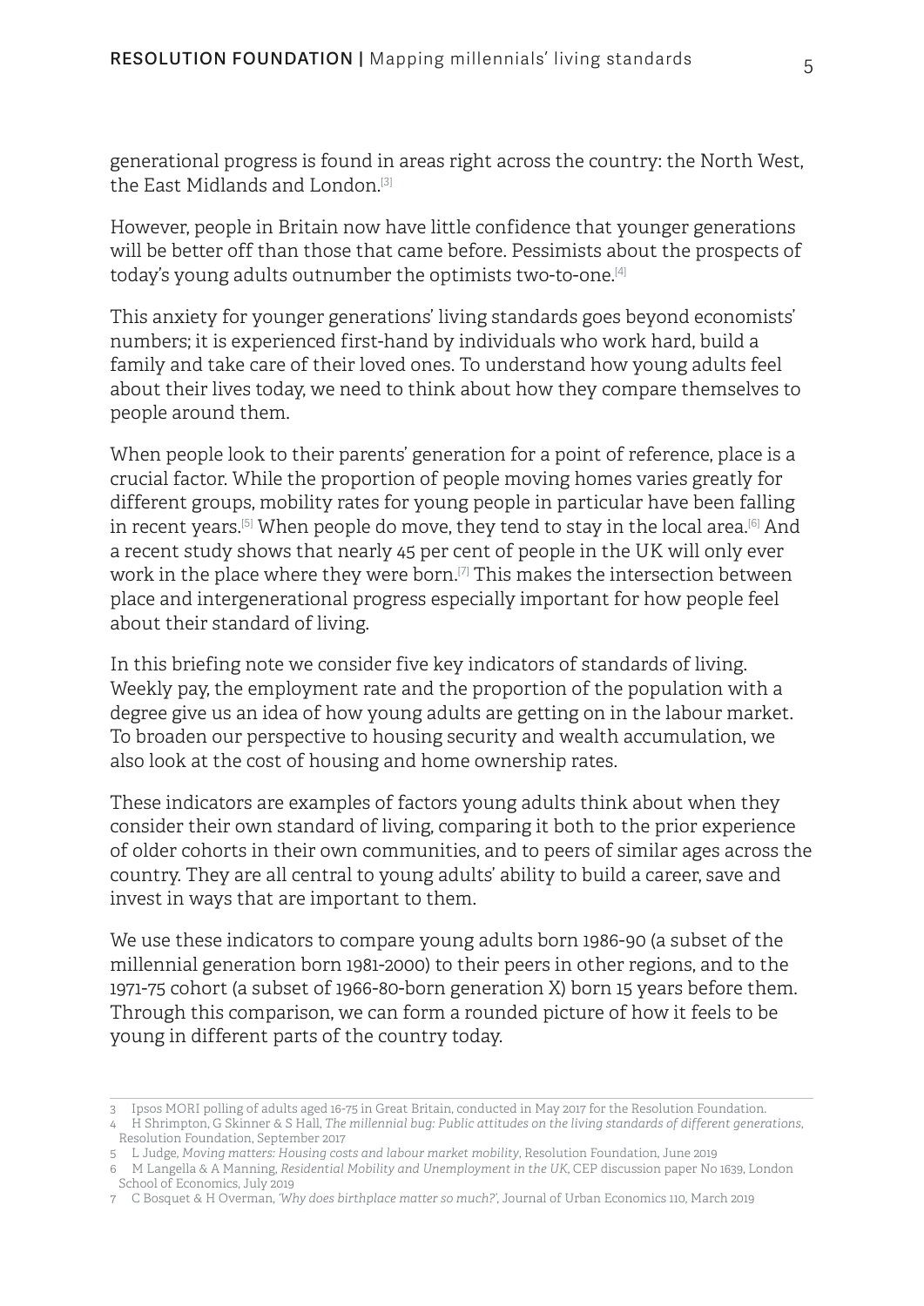generational progress is found in areas right across the country: the North West, the East Midlands and London.[3]

However, people in Britain now have little confidence that younger generations will be better off than those that came before. Pessimists about the prospects of today's young adults outnumber the optimists two-to-one.[4]

This anxiety for younger generations' living standards goes beyond economists' numbers; it is experienced first-hand by individuals who work hard, build a family and take care of their loved ones. To understand how young adults feel about their lives today, we need to think about how they compare themselves to people around them.

When people look to their parents' generation for a point of reference, place is a crucial factor. While the proportion of people moving homes varies greatly for different groups, mobility rates for young people in particular have been falling in recent years.[5] When people do move, they tend to stay in the local area.[6] And a recent study shows that nearly 45 per cent of people in the UK will only ever work in the place where they were born.[7] This makes the intersection between place and intergenerational progress especially important for how people feel about their standard of living.

In this briefing note we consider five key indicators of standards of living. Weekly pay, the employment rate and the proportion of the population with a degree give us an idea of how young adults are getting on in the labour market. To broaden our perspective to housing security and wealth accumulation, we also look at the cost of housing and home ownership rates.

These indicators are examples of factors young adults think about when they consider their own standard of living, comparing it both to the prior experience of older cohorts in their own communities, and to peers of similar ages across the country. They are all central to young adults' ability to build a career, save and invest in ways that are important to them.

We use these indicators to compare young adults born 1986-90 (a subset of the millennial generation born 1981-2000) to their peers in other regions, and to the 1971-75 cohort (a subset of 1966-80-born generation X) born 15 years before them. Through this comparison, we can form a rounded picture of how it feels to be young in different parts of the country today.

---

3 Ipsos MORI polling of adults aged 16-75 in Great Britain, conducted in May 2017 for the Resolution Foundation.

4 H Shrimpton, G Skinner & S Hall, *The millennial bug: Public attitudes on the living standards of different generations*, Resolution Foundation, September 2017

5 L Judge, *Moving matters: Housing costs and labour market mobility*, Resolution Foundation, June 2019

6 M Langella & A Manning, *Residential Mobility and Unemployment in the UK*, CEP discussion paper No 1639, London School of Economics, July 2019

7 C Bosquet & H Overman, *'Why does birthplace matter so much?'*, Journal of Urban Economics 110, March 2019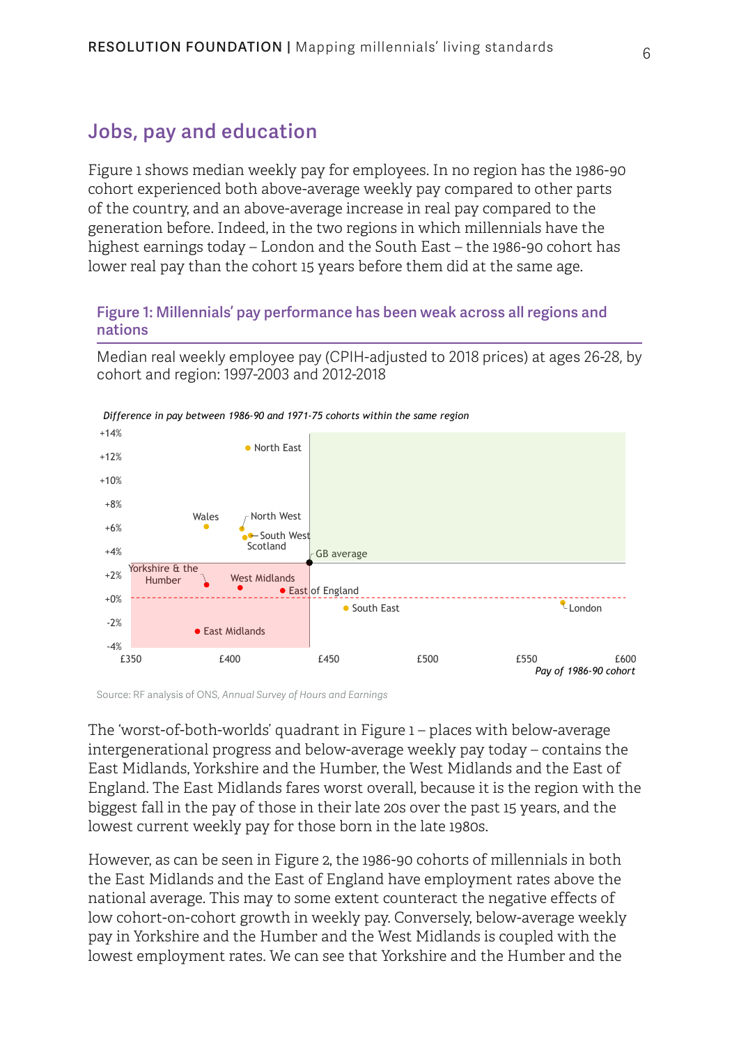## Jobs, pay and education

Figure 1 shows median weekly pay for employees. In no region has the 1986-90 cohort experienced both above-average weekly pay compared to other parts of the country, and an above-average increase in real pay compared to the generation before. Indeed, in the two regions in which millennials have the highest earnings today – London and the South East – the 1986-90 cohort has lower real pay than the cohort 15 years before them did at the same age.

### Figure 1: Millennials' pay performance has been weak across all regions and nations

Median real weekly employee pay (CPIH-adjusted to 2018 prices) at ages 26-28, by cohort and region: 1997-2003 and 2012-2018

*Difference in pay between 1986-90 and 1971-75 cohorts within the same region*

+14%
+12%
+10%
+8%
+6%
+4%
+2%
+0%
-2%
-4%

North East
Wales
North West
South West
Scotland
GB average
Yorkshire & the Humber
West Midlands
East of England
South East
London
East Midlands

£350 £400 £450 £500 £550 £600

*Pay of 1986-90 cohort*

Source: RF analysis of ONS, *Annual Survey of Hours and Earnings*

The 'worst-of-both-worlds' quadrant in Figure 1 – places with below-average intergenerational progress and below-average weekly pay today – contains the East Midlands, Yorkshire and the Humber, the West Midlands and the East of England. The East Midlands fares worst overall, because it is the region with the biggest fall in the pay of those in their late 20s over the past 15 years, and the lowest current weekly pay for those born in the late 1980s.

However, as can be seen in Figure 2, the 1986-90 cohorts of millennials in both the East Midlands and the East of England have employment rates above the national average. This may to some extent counteract the negative effects of low cohort-on-cohort growth in weekly pay. Conversely, below-average weekly pay in Yorkshire and the Humber and the West Midlands is coupled with the lowest employment rates. We can see that Yorkshire and the Humber and the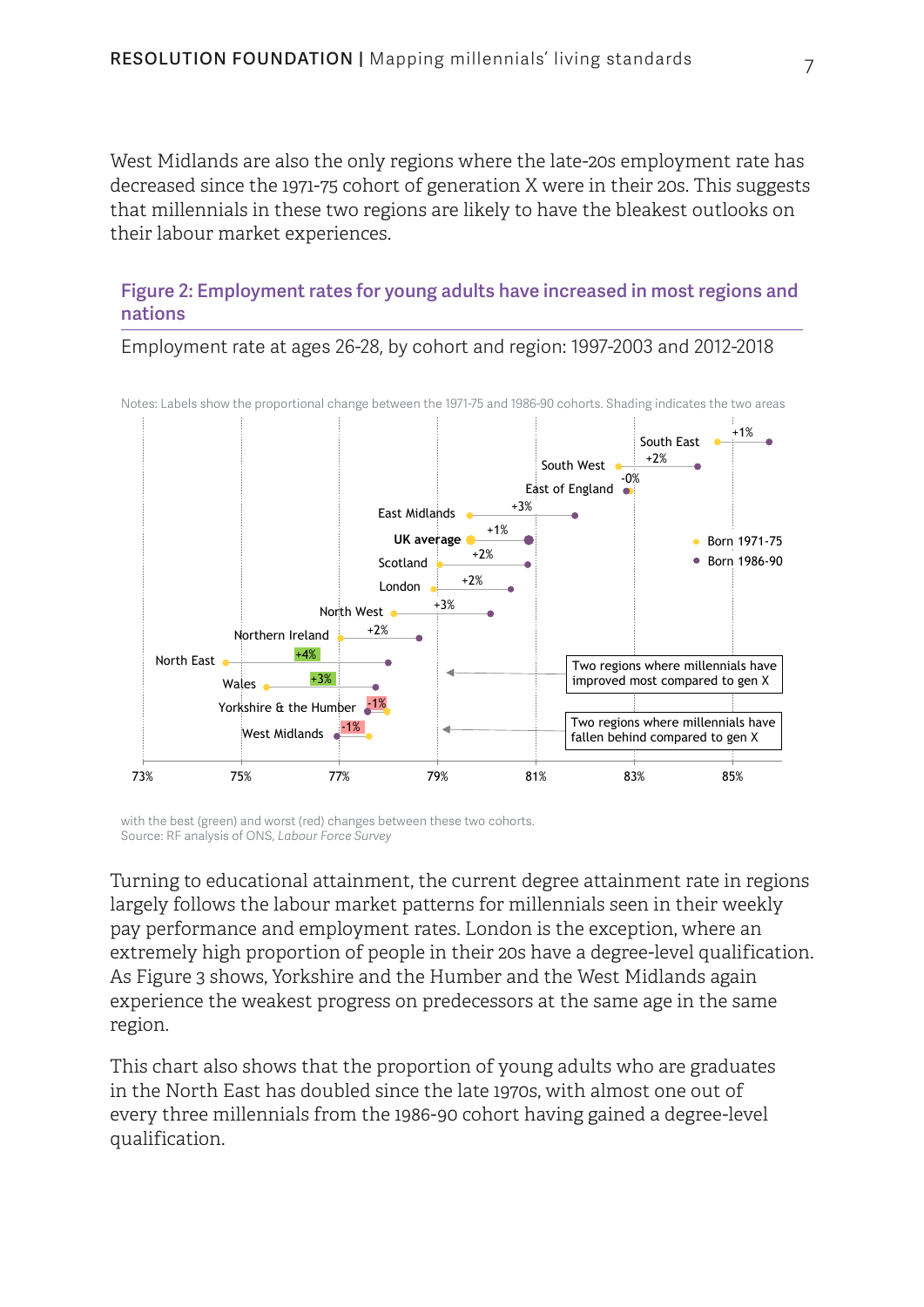West Midlands are also the only regions where the late-20s employment rate has decreased since the 1971-75 cohort of generation X were in their 20s. This suggests that millennials in these two regions are likely to have the bleakest outlooks on their labour market experiences.

## Figure 2: Employment rates for young adults have increased in most regions and nations

Employment rate at ages 26-28, by cohort and region: 1997-2003 and 2012-2018

Notes: Labels show the proportional change between the 1971-75 and 1986-90 cohorts. Shading indicates the two areas with the best (green) and worst (red) changes between these two cohorts.

Source: RF analysis of ONS, *Labour Force Survey*

Turning to educational attainment, the current degree attainment rate in regions largely follows the labour market patterns for millennials seen in their weekly pay performance and employment rates. London is the exception, where an extremely high proportion of people in their 20s have a degree-level qualification. As Figure 3 shows, Yorkshire and the Humber and the West Midlands again experience the weakest progress on predecessors at the same age in the same region.

This chart also shows that the proportion of young adults who are graduates in the North East has doubled since the late 1970s, with almost one out of every three millennials from the 1986-90 cohort having gained a degree-level qualification.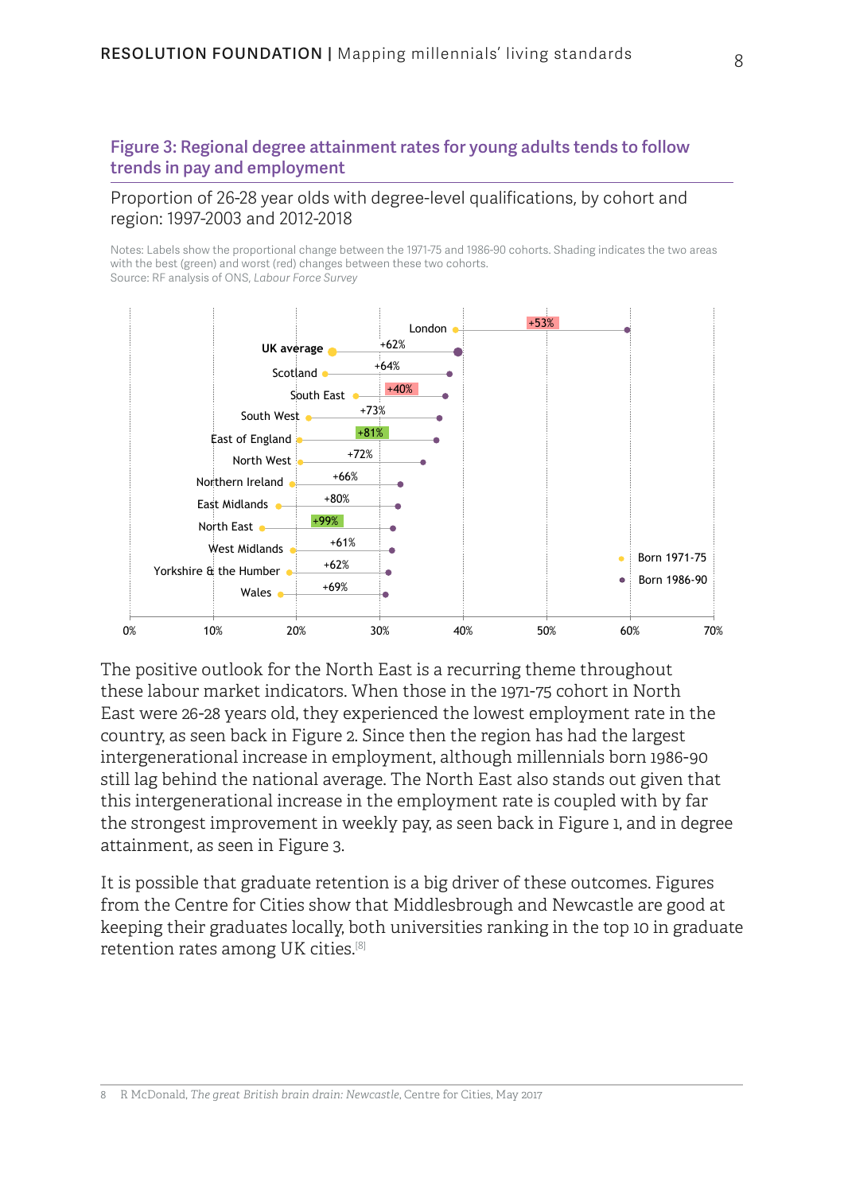### Figure 3: Regional degree attainment rates for young adults tends to follow trends in pay and employment

Proportion of 26-28 year olds with degree-level qualifications, by cohort and region: 1997-2003 and 2012-2018

Notes: Labels show the proportional change between the 1971-75 and 1986-90 cohorts. Shading indicates the two areas with the best (green) and worst (red) changes between these two cohorts.
Source: RF analysis of ONS, *Labour Force Survey*

| Region | Change |
|---|---|
| London | +53% |
| UK average | +62% |
| Scotland | +64% |
| South East | +40% |
| South West | +73% |
| East of England | +81% |
| North West | +72% |
| Northern Ireland | +66% |
| East Midlands | +80% |
| North East | +99% |
| West Midlands | +61% |
| Yorkshire & the Humber | +62% |
| Wales | +69% |

Legend: Born 1971-75; Born 1986-90

The positive outlook for the North East is a recurring theme throughout these labour market indicators. When those in the 1971-75 cohort in North East were 26-28 years old, they experienced the lowest employment rate in the country, as seen back in Figure 2. Since then the region has had the largest intergenerational increase in employment, although millennials born 1986-90 still lag behind the national average. The North East also stands out given that this intergenerational increase in the employment rate is coupled with by far the strongest improvement in weekly pay, as seen back in Figure 1, and in degree attainment, as seen in Figure 3.

It is possible that graduate retention is a big driver of these outcomes. Figures from the Centre for Cities show that Middlesbrough and Newcastle are good at keeping their graduates locally, both universities ranking in the top 10 in graduate retention rates among UK cities.[8]

8 R McDonald, *The great British brain drain: Newcastle*, Centre for Cities, May 2017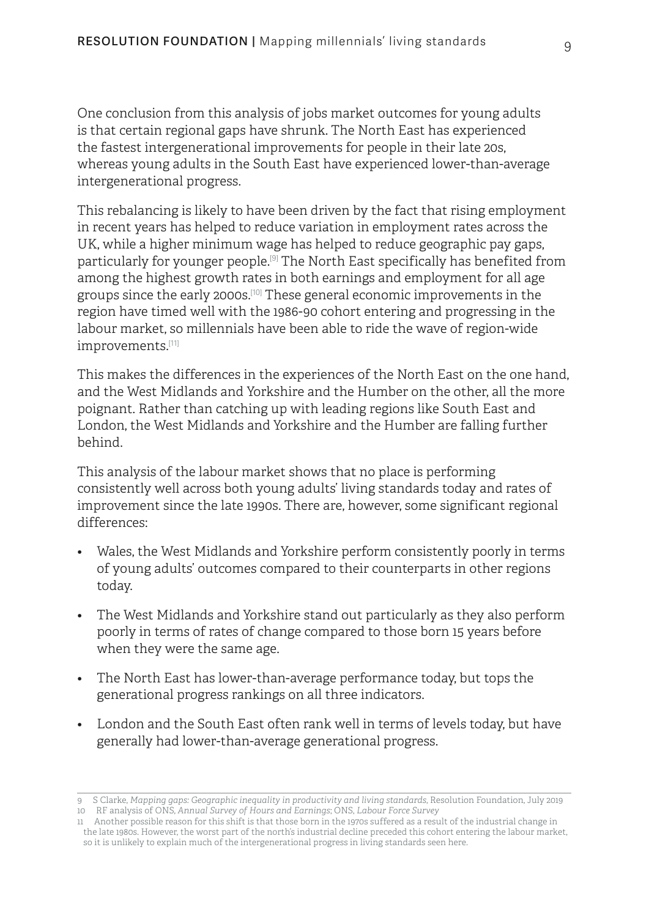One conclusion from this analysis of jobs market outcomes for young adults is that certain regional gaps have shrunk. The North East has experienced the fastest intergenerational improvements for people in their late 20s, whereas young adults in the South East have experienced lower-than-average intergenerational progress.

This rebalancing is likely to have been driven by the fact that rising employment in recent years has helped to reduce variation in employment rates across the UK, while a higher minimum wage has helped to reduce geographic pay gaps, particularly for younger people.[9] The North East specifically has benefited from among the highest growth rates in both earnings and employment for all age groups since the early 2000s.[10] These general economic improvements in the region have timed well with the 1986-90 cohort entering and progressing in the labour market, so millennials have been able to ride the wave of region-wide improvements.[11]

This makes the differences in the experiences of the North East on the one hand, and the West Midlands and Yorkshire and the Humber on the other, all the more poignant. Rather than catching up with leading regions like South East and London, the West Midlands and Yorkshire and the Humber are falling further behind.

This analysis of the labour market shows that no place is performing consistently well across both young adults' living standards today and rates of improvement since the late 1990s. There are, however, some significant regional differences:

- Wales, the West Midlands and Yorkshire perform consistently poorly in terms of young adults' outcomes compared to their counterparts in other regions today.
- The West Midlands and Yorkshire stand out particularly as they also perform poorly in terms of rates of change compared to those born 15 years before when they were the same age.
- The North East has lower-than-average performance today, but tops the generational progress rankings on all three indicators.
- London and the South East often rank well in terms of levels today, but have generally had lower-than-average generational progress.

---

9 S Clarke, *Mapping gaps: Geographic inequality in productivity and living standards*, Resolution Foundation, July 2019

10 RF analysis of ONS, *Annual Survey of Hours and Earnings*; ONS, *Labour Force Survey*

11 Another possible reason for this shift is that those born in the 1970s suffered as a result of the industrial change in the late 1980s. However, the worst part of the north's industrial decline preceded this cohort entering the labour market, so it is unlikely to explain much of the intergenerational progress in living standards seen here.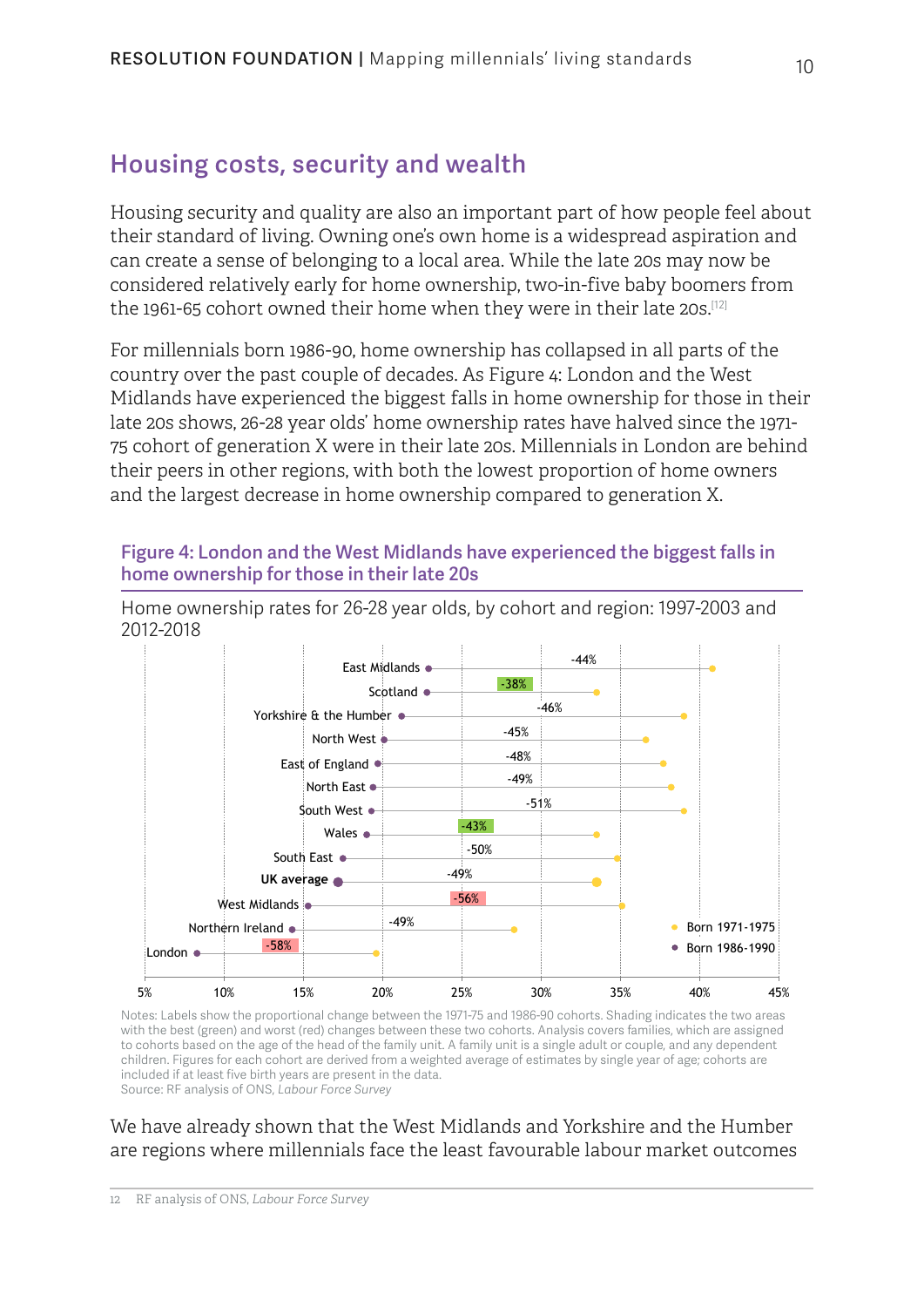## Housing costs, security and wealth

Housing security and quality are also an important part of how people feel about their standard of living. Owning one's own home is a widespread aspiration and can create a sense of belonging to a local area. While the late 20s may now be considered relatively early for home ownership, two-in-five baby boomers from the 1961-65 cohort owned their home when they were in their late 20s.[12]

For millennials born 1986-90, home ownership has collapsed in all parts of the country over the past couple of decades. As Figure 4: London and the West Midlands have experienced the biggest falls in home ownership for those in their late 20s shows, 26-28 year olds' home ownership rates have halved since the 1971-75 cohort of generation X were in their late 20s. Millennials in London are behind their peers in other regions, with both the lowest proportion of home owners and the largest decrease in home ownership compared to generation X.

### Figure 4: London and the West Midlands have experienced the biggest falls in home ownership for those in their late 20s

Home ownership rates for 26-28 year olds, by cohort and region: 1997-2003 and 2012-2018

| Region | Change (1971-75 to 1986-90 cohort) |
|---|---|
| East Midlands | -44% |
| Scotland | -38% |
| Yorkshire & the Humber | -46% |
| North West | -45% |
| East of England | -48% |
| North East | -49% |
| South West | -51% |
| Wales | -43% |
| South East | -50% |
| **UK average** | -49% |
| West Midlands | -56% |
| Northern Ireland | -49% |
| London | -58% |

Legend: Born 1971-1975; Born 1986-1990. Axis: 5% to 45%.

Notes: Labels show the proportional change between the 1971-75 and 1986-90 cohorts. Shading indicates the two areas with the best (green) and worst (red) changes between these two cohorts. Analysis covers families, which are assigned to cohorts based on the age of the head of the family unit. A family unit is a single adult or couple, and any dependent children. Figures for each cohort are derived from a weighted average of estimates by single year of age; cohorts are included if at least five birth years are present in the data.
Source: RF analysis of ONS, *Labour Force Survey*

We have already shown that the West Midlands and Yorkshire and the Humber are regions where millennials face the least favourable labour market outcomes

12 RF analysis of ONS, *Labour Force Survey*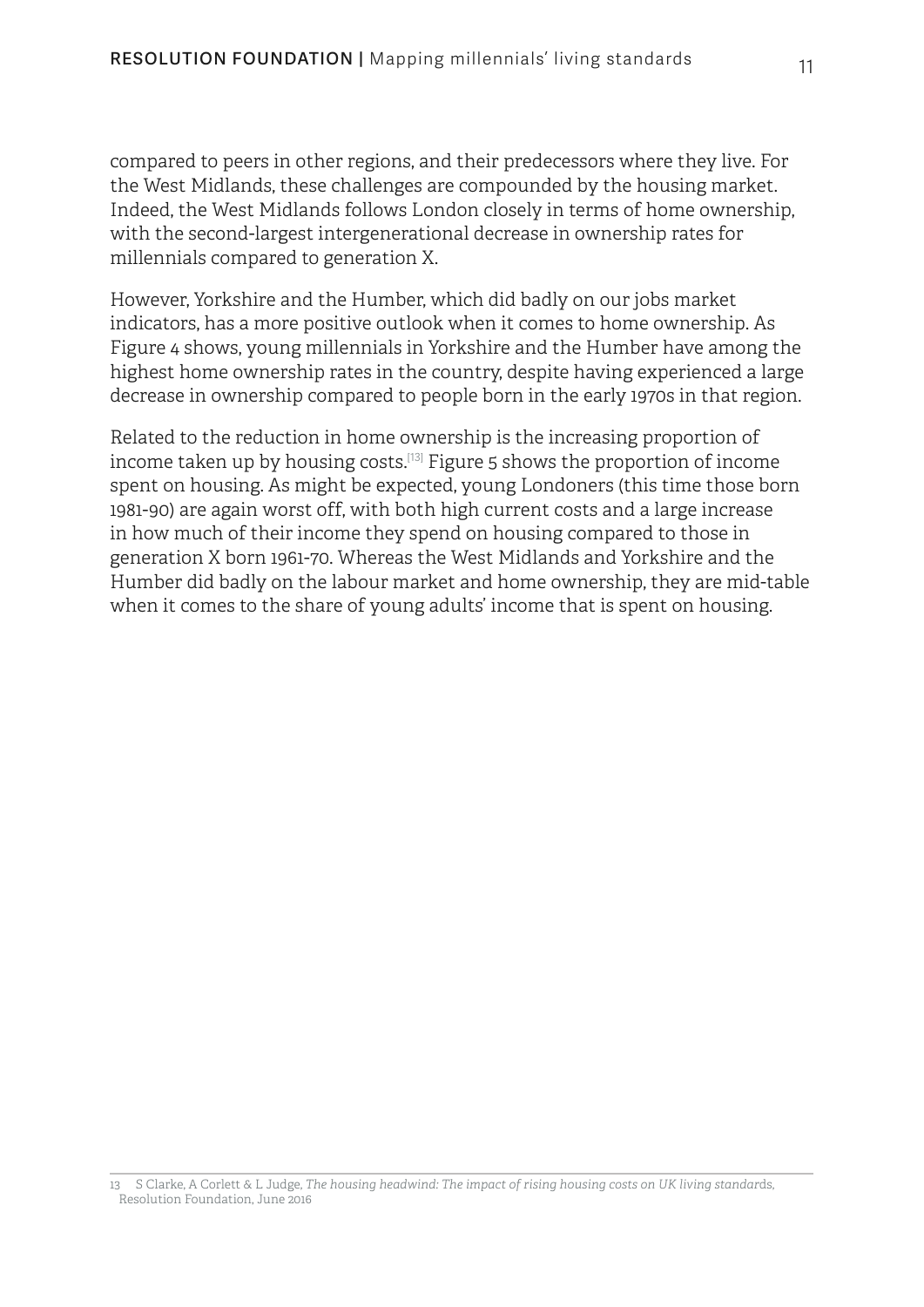compared to peers in other regions, and their predecessors where they live. For the West Midlands, these challenges are compounded by the housing market. Indeed, the West Midlands follows London closely in terms of home ownership, with the second-largest intergenerational decrease in ownership rates for millennials compared to generation X.

However, Yorkshire and the Humber, which did badly on our jobs market indicators, has a more positive outlook when it comes to home ownership. As Figure 4 shows, young millennials in Yorkshire and the Humber have among the highest home ownership rates in the country, despite having experienced a large decrease in ownership compared to people born in the early 1970s in that region.

Related to the reduction in home ownership is the increasing proportion of income taken up by housing costs.[13] Figure 5 shows the proportion of income spent on housing. As might be expected, young Londoners (this time those born 1981-90) are again worst off, with both high current costs and a large increase in how much of their income they spend on housing compared to those in generation X born 1961-70. Whereas the West Midlands and Yorkshire and the Humber did badly on the labour market and home ownership, they are mid-table when it comes to the share of young adults' income that is spent on housing.

13 S Clarke, A Corlett & L Judge, *The housing headwind: The impact of rising housing costs on UK living standards*, Resolution Foundation, June 2016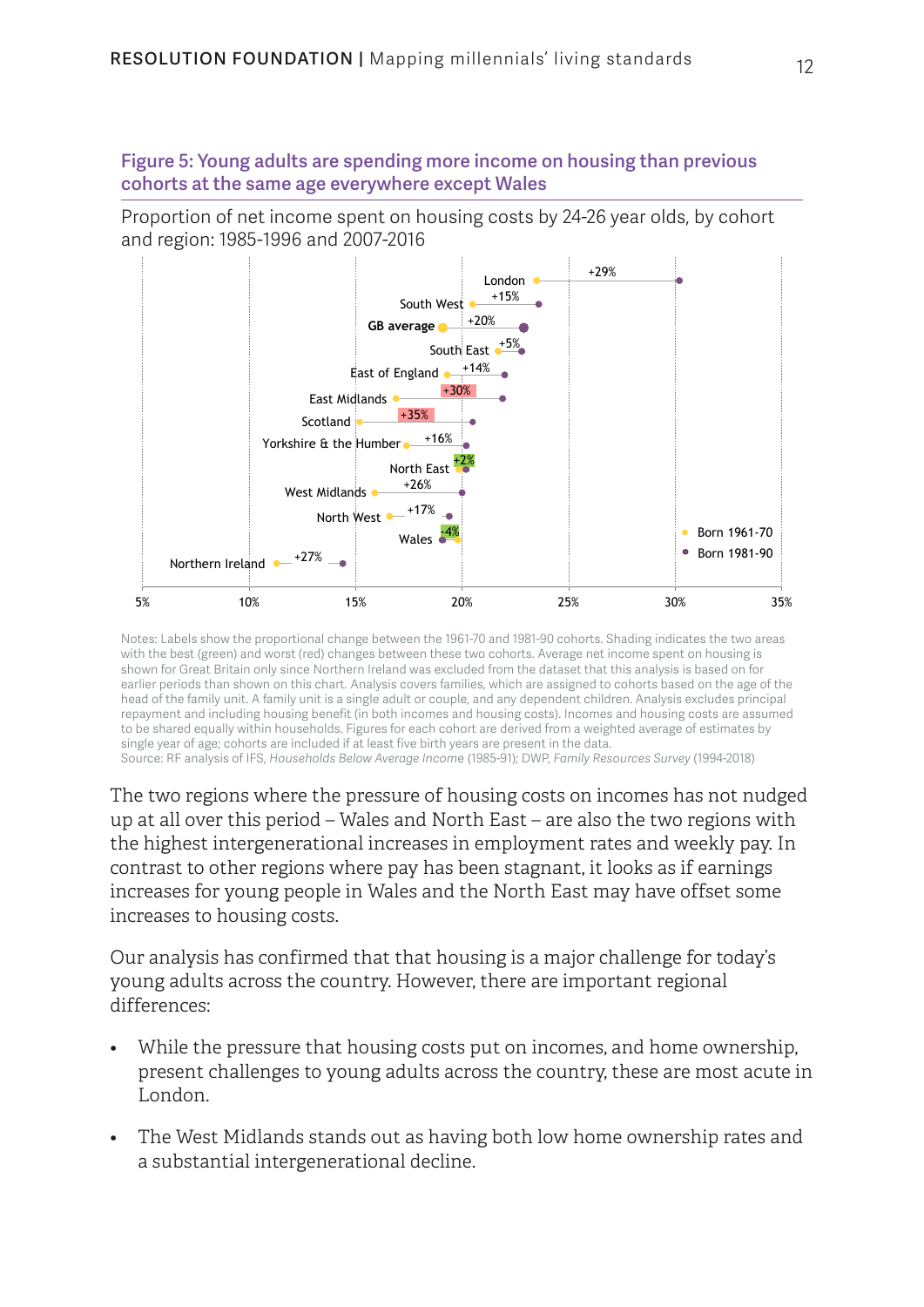**Figure 5: Young adults are spending more income on housing than previous cohorts at the same age everywhere except Wales**

Proportion of net income spent on housing costs by 24-26 year olds, by cohort and region: 1985-1996 and 2007-2016

| Region | Change (1961-70 to 1981-90 cohort) |
| --- | --- |
| London | +29% |
| South West | +15% |
| GB average | +20% |
| South East | +5% |
| East of England | +14% |
| East Midlands | +30% |
| Scotland | +35% |
| Yorkshire & the Humber | +16% |
| North East | +2% |
| West Midlands | +26% |
| North West | +17% |
| Wales | -4% |
| Northern Ireland | +27% |

Legend: Born 1961-70; Born 1981-90. Axis: 5% to 35%.

Notes: Labels show the proportional change between the 1961-70 and 1981-90 cohorts. Shading indicates the two areas with the best (green) and worst (red) changes between these two cohorts. Average net income spent on housing is shown for Great Britain only since Northern Ireland was excluded from the dataset that this analysis is based on for earlier periods than shown on this chart. Analysis covers families, which are assigned to cohorts based on the age of the head of the family unit. A family unit is a single adult or couple, and any dependent children. Analysis excludes principal repayment and including housing benefit (in both incomes and housing costs). Incomes and housing costs are assumed to be shared equally within households. Figures for each cohort are derived from a weighted average of estimates by single year of age; cohorts are included if at least five birth years are present in the data.
Source: RF analysis of IFS, *Households Below Average Income* (1985-91); DWP, *Family Resources Survey* (1994-2018)

The two regions where the pressure of housing costs on incomes has not nudged up at all over this period – Wales and North East – are also the two regions with the highest intergenerational increases in employment rates and weekly pay. In contrast to other regions where pay has been stagnant, it looks as if earnings increases for young people in Wales and the North East may have offset some increases to housing costs.

Our analysis has confirmed that that housing is a major challenge for today's young adults across the country. However, there are important regional differences:

- While the pressure that housing costs put on incomes, and home ownership, present challenges to young adults across the country, these are most acute in London.
- The West Midlands stands out as having both low home ownership rates and a substantial intergenerational decline.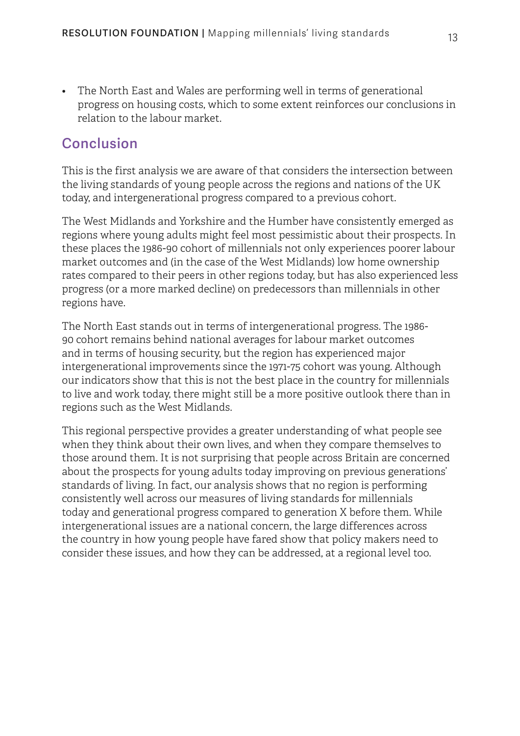- The North East and Wales are performing well in terms of generational progress on housing costs, which to some extent reinforces our conclusions in relation to the labour market.

## Conclusion

This is the first analysis we are aware of that considers the intersection between the living standards of young people across the regions and nations of the UK today, and intergenerational progress compared to a previous cohort.

The West Midlands and Yorkshire and the Humber have consistently emerged as regions where young adults might feel most pessimistic about their prospects. In these places the 1986-90 cohort of millennials not only experiences poorer labour market outcomes and (in the case of the West Midlands) low home ownership rates compared to their peers in other regions today, but has also experienced less progress (or a more marked decline) on predecessors than millennials in other regions have.

The North East stands out in terms of intergenerational progress. The 1986-90 cohort remains behind national averages for labour market outcomes and in terms of housing security, but the region has experienced major intergenerational improvements since the 1971-75 cohort was young. Although our indicators show that this is not the best place in the country for millennials to live and work today, there might still be a more positive outlook there than in regions such as the West Midlands.

This regional perspective provides a greater understanding of what people see when they think about their own lives, and when they compare themselves to those around them. It is not surprising that people across Britain are concerned about the prospects for young adults today improving on previous generations' standards of living. In fact, our analysis shows that no region is performing consistently well across our measures of living standards for millennials today and generational progress compared to generation X before them. While intergenerational issues are a national concern, the large differences across the country in how young people have fared show that policy makers need to consider these issues, and how they can be addressed, at a regional level too.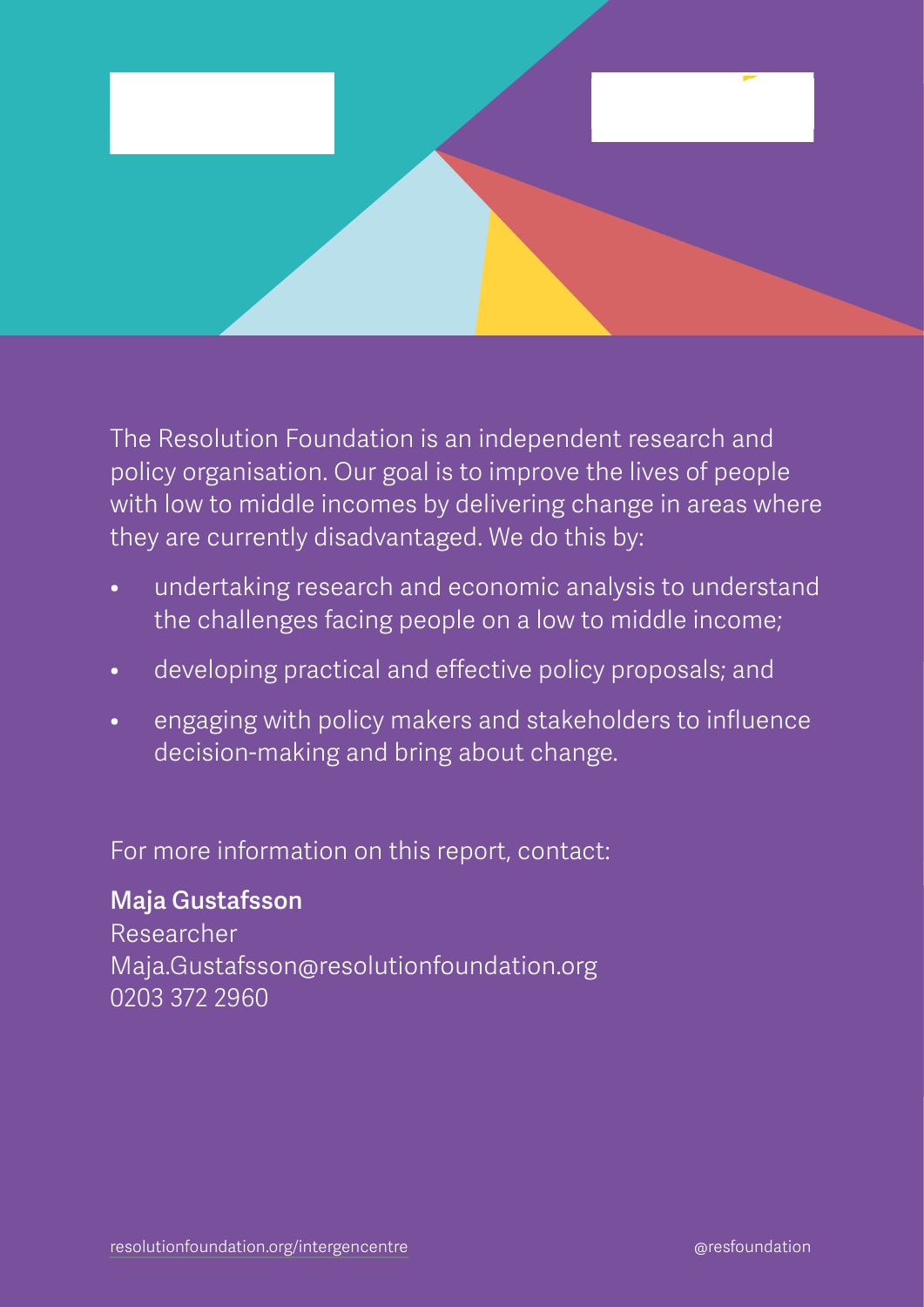The Resolution Foundation is an independent research and policy organisation. Our goal is to improve the lives of people with low to middle incomes by delivering change in areas where they are currently disadvantaged. We do this by:

- undertaking research and economic analysis to understand the challenges facing people on a low to middle income;
- developing practical and effective policy proposals; and
- engaging with policy makers and stakeholders to influence decision-making and bring about change.

For more information on this report, contact:

**Maja Gustafsson**
Researcher
Maja.Gustafsson@resolutionfoundation.org
0203 372 2960

resolutionfoundation.org/intergencentre

@resfoundation